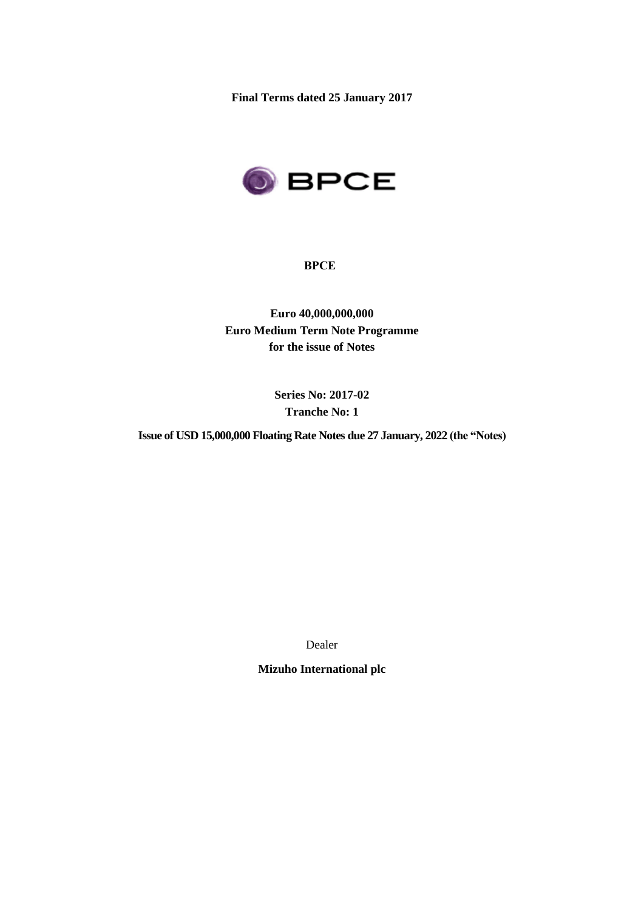**Final Terms dated 25 January 2017**

**BPCE**

**Euro 40,000,000,000**
**Euro Medium Term Note Programme**
**for the issue of Notes**

**Series No: 2017-02**
**Tranche No: 1**

**Issue of USD 15,000,000 Floating Rate Notes due 27 January, 2022 (the "Notes)**

Dealer

**Mizuho International plc**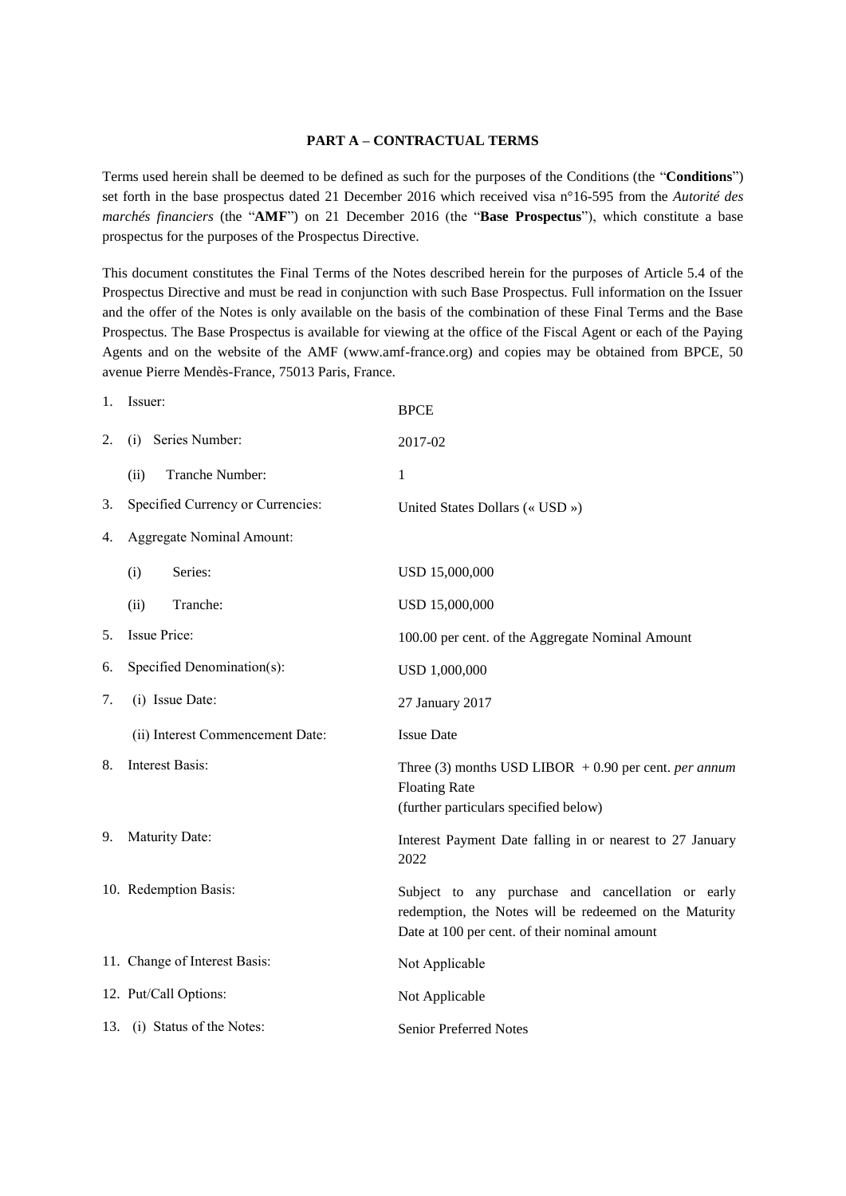**PART A – CONTRACTUAL TERMS**

Terms used herein shall be deemed to be defined as such for the purposes of the Conditions (the "**Conditions**") set forth in the base prospectus dated 21 December 2016 which received visa n°16-595 from the *Autorité des marchés financiers* (the "**AMF**") on 21 December 2016 (the "**Base Prospectus**"), which constitute a base prospectus for the purposes of the Prospectus Directive.

This document constitutes the Final Terms of the Notes described herein for the purposes of Article 5.4 of the Prospectus Directive and must be read in conjunction with such Base Prospectus. Full information on the Issuer and the offer of the Notes is only available on the basis of the combination of these Final Terms and the Base Prospectus. The Base Prospectus is available for viewing at the office of the Fiscal Agent or each of the Paying Agents and on the website of the AMF (www.amf-france.org) and copies may be obtained from BPCE, 50 avenue Pierre Mendès-France, 75013 Paris, France.

| | | |
|---|---|---|
| 1. | Issuer: | BPCE |
| 2. | (i) Series Number: | 2017-02 |
| | (ii) Tranche Number: | 1 |
| 3. | Specified Currency or Currencies: | United States Dollars (« USD ») |
| 4. | Aggregate Nominal Amount: | |
| | (i) Series: | USD 15,000,000 |
| | (ii) Tranche: | USD 15,000,000 |
| 5. | Issue Price: | 100.00 per cent. of the Aggregate Nominal Amount |
| 6. | Specified Denomination(s): | USD 1,000,000 |
| 7. | (i) Issue Date: | 27 January 2017 |
| | (ii) Interest Commencement Date: | Issue Date |
| 8. | Interest Basis: | Three (3) months USD LIBOR + 0.90 per cent. *per annum* Floating Rate (further particulars specified below) |
| 9. | Maturity Date: | Interest Payment Date falling in or nearest to 27 January 2022 |
| 10. | Redemption Basis: | Subject to any purchase and cancellation or early redemption, the Notes will be redeemed on the Maturity Date at 100 per cent. of their nominal amount |
| 11. | Change of Interest Basis: | Not Applicable |
| 12. | Put/Call Options: | Not Applicable |
| 13. | (i) Status of the Notes: | Senior Preferred Notes |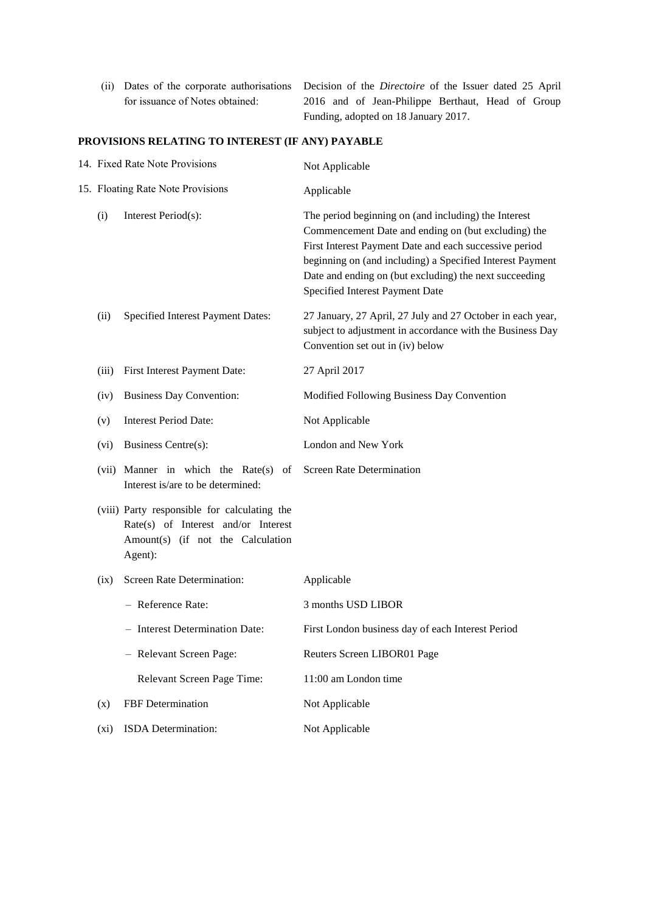| | | |
|---|---|---|
| (ii) | Dates of the corporate authorisations for issuance of Notes obtained: | Decision of the *Directoire* of the Issuer dated 25 April 2016 and of Jean-Philippe Berthaut, Head of Group Funding, adopted on 18 January 2017. |

**PROVISIONS RELATING TO INTEREST (IF ANY) PAYABLE**

| | | |
|---|---|---|
| 14. | Fixed Rate Note Provisions | Not Applicable |
| 15. | Floating Rate Note Provisions | Applicable |
| (i) | Interest Period(s): | The period beginning on (and including) the Interest Commencement Date and ending on (but excluding) the First Interest Payment Date and each successive period beginning on (and including) a Specified Interest Payment Date and ending on (but excluding) the next succeeding Specified Interest Payment Date |
| (ii) | Specified Interest Payment Dates: | 27 January, 27 April, 27 July and 27 October in each year, subject to adjustment in accordance with the Business Day Convention set out in (iv) below |
| (iii) | First Interest Payment Date: | 27 April 2017 |
| (iv) | Business Day Convention: | Modified Following Business Day Convention |
| (v) | Interest Period Date: | Not Applicable |
| (vi) | Business Centre(s): | London and New York |
| (vii) | Manner in which the Rate(s) of Interest is/are to be determined: | Screen Rate Determination |
| (viii) | Party responsible for calculating the Rate(s) of Interest and/or Interest Amount(s) (if not the Calculation Agent): | |
| (ix) | Screen Rate Determination: | Applicable |
| | – Reference Rate: | 3 months USD LIBOR |
| | – Interest Determination Date: | First London business day of each Interest Period |
| | – Relevant Screen Page: | Reuters Screen LIBOR01 Page |
| | Relevant Screen Page Time: | 11:00 am London time |
| (x) | FBF Determination | Not Applicable |
| (xi) | ISDA Determination: | Not Applicable |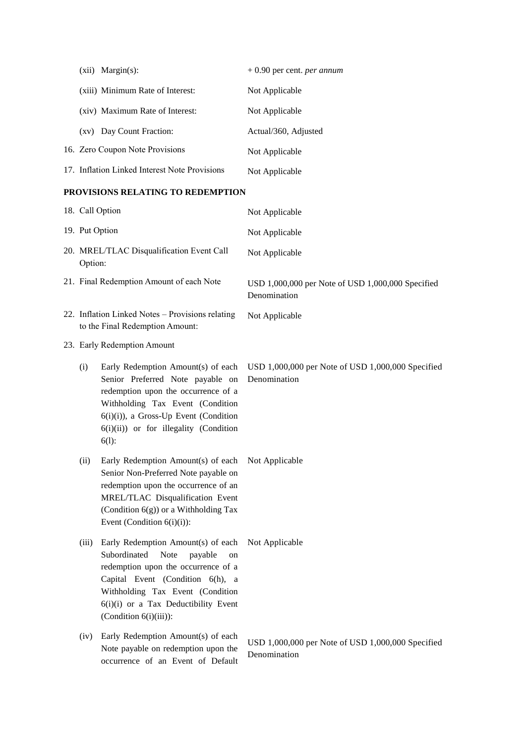| | |
|---|---|
| (xii) Margin(s): | + 0.90 per cent. *per annum* |
| (xiii) Minimum Rate of Interest: | Not Applicable |
| (xiv) Maximum Rate of Interest: | Not Applicable |
| (xv) Day Count Fraction: | Actual/360, Adjusted |
| 16. Zero Coupon Note Provisions | Not Applicable |
| 17. Inflation Linked Interest Note Provisions | Not Applicable |

**PROVISIONS RELATING TO REDEMPTION**

| | |
|---|---|
| 18. Call Option | Not Applicable |
| 19. Put Option | Not Applicable |
| 20. MREL/TLAC Disqualification Event Call Option: | Not Applicable |
| 21. Final Redemption Amount of each Note | USD 1,000,000 per Note of USD 1,000,000 Specified Denomination |
| 22. Inflation Linked Notes – Provisions relating to the Final Redemption Amount: | Not Applicable |
| 23. Early Redemption Amount | |
| (i) Early Redemption Amount(s) of each Senior Preferred Note payable on redemption upon the occurrence of a Withholding Tax Event (Condition 6(i)(i)), a Gross-Up Event (Condition 6(i)(ii)) or for illegality (Condition 6(l): | USD 1,000,000 per Note of USD 1,000,000 Specified Denomination |
| (ii) Early Redemption Amount(s) of each Senior Non-Preferred Note payable on redemption upon the occurrence of an MREL/TLAC Disqualification Event (Condition 6(g)) or a Withholding Tax Event (Condition 6(i)(i)): | Not Applicable |
| (iii) Early Redemption Amount(s) of each Subordinated Note payable on redemption upon the occurrence of a Capital Event (Condition 6(h), a Withholding Tax Event (Condition 6(i)(i) or a Tax Deductibility Event (Condition 6(i)(iii)): | Not Applicable |
| (iv) Early Redemption Amount(s) of each Note payable on redemption upon the occurrence of an Event of Default | USD 1,000,000 per Note of USD 1,000,000 Specified Denomination |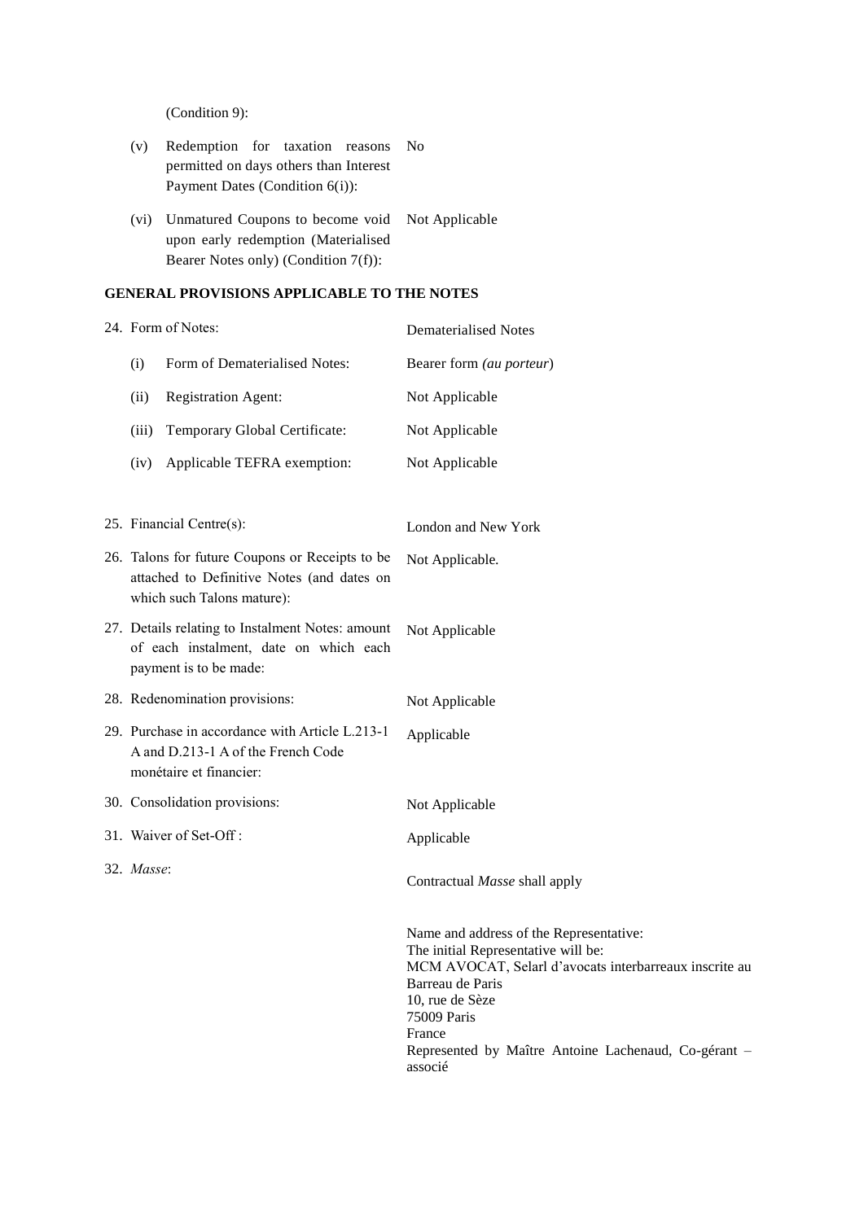(Condition 9):

| | | |
|---|---|---|
| (v) | Redemption for taxation reasons permitted on days others than Interest Payment Dates (Condition 6(i)): | No |
| (vi) | Unmatured Coupons to become void upon early redemption (Materialised Bearer Notes only) (Condition 7(f)): | Not Applicable |

## GENERAL PROVISIONS APPLICABLE TO THE NOTES

| | | |
|---|---|---|
| 24. | Form of Notes: | Dematerialised Notes |
| (i) | Form of Dematerialised Notes: | Bearer form *(au porteur)* |
| (ii) | Registration Agent: | Not Applicable |
| (iii) | Temporary Global Certificate: | Not Applicable |
| (iv) | Applicable TEFRA exemption: | Not Applicable |
| 25. | Financial Centre(s): | London and New York |
| 26. | Talons for future Coupons or Receipts to be attached to Definitive Notes (and dates on which such Talons mature): | Not Applicable. |
| 27. | Details relating to Instalment Notes: amount of each instalment, date on which each payment is to be made: | Not Applicable |
| 28. | Redenomination provisions: | Not Applicable |
| 29. | Purchase in accordance with Article L.213-1 A and D.213-1 A of the French Code monétaire et financier: | Applicable |
| 30. | Consolidation provisions: | Not Applicable |
| 31. | Waiver of Set-Off : | Applicable |
| 32. | *Masse*: | Contractual *Masse* shall apply |

Name and address of the Representative:
The initial Representative will be:
MCM AVOCAT, Selarl d'avocats interbarreaux inscrite au Barreau de Paris
10, rue de Sèze
75009 Paris
France
Represented by Maître Antoine Lachenaud, Co-gérant – associé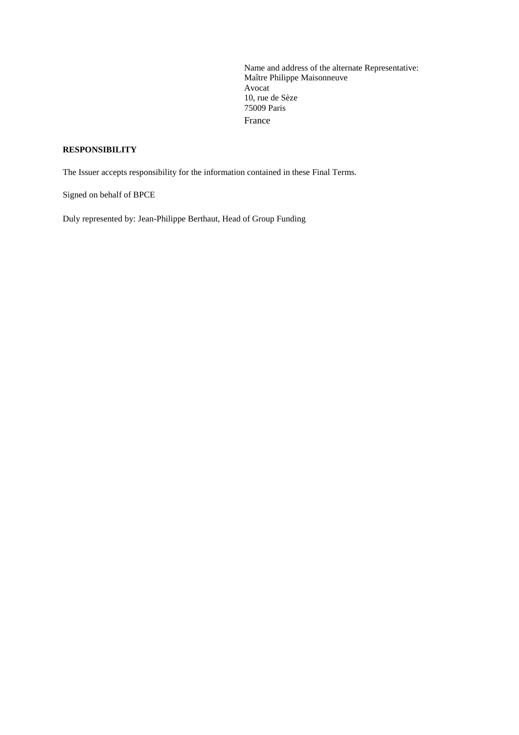Name and address of the alternate Representative:
Maître Philippe Maisonneuve
Avocat
10, rue de Sèze
75009 Paris
France

**RESPONSIBILITY**

The Issuer accepts responsibility for the information contained in these Final Terms.

Signed on behalf of BPCE

Duly represented by: Jean-Philippe Berthaut, Head of Group Funding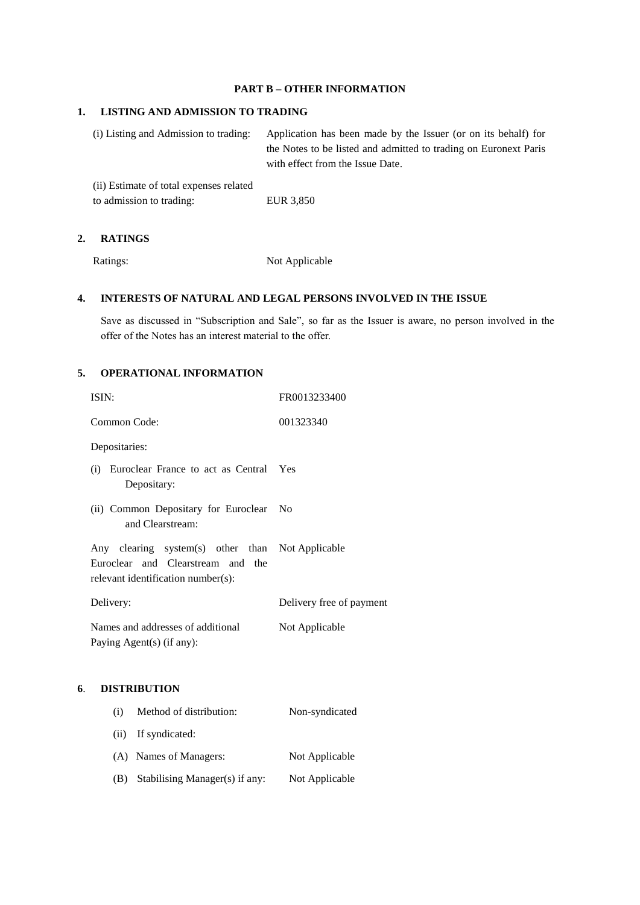## PART B – OTHER INFORMATION

### 1. LISTING AND ADMISSION TO TRADING

| | |
|---|---|
| (i) Listing and Admission to trading: | Application has been made by the Issuer (or on its behalf) for the Notes to be listed and admitted to trading on Euronext Paris with effect from the Issue Date. |
| (ii) Estimate of total expenses related to admission to trading: | EUR 3,850 |

### 2. RATINGS

| | |
|---|---|
| Ratings: | Not Applicable |

### 4. INTERESTS OF NATURAL AND LEGAL PERSONS INVOLVED IN THE ISSUE

Save as discussed in "Subscription and Sale", so far as the Issuer is aware, no person involved in the offer of the Notes has an interest material to the offer.

### 5. OPERATIONAL INFORMATION

| | |
|---|---|
| ISIN: | FR0013233400 |
| Common Code: | 001323340 |
| Depositaries: | |
| (i) Euroclear France to act as Central Depositary: | Yes |
| (ii) Common Depositary for Euroclear and Clearstream: | No |
| Any clearing system(s) other than Euroclear and Clearstream and the relevant identification number(s): | Not Applicable |
| Delivery: | Delivery free of payment |
| Names and addresses of additional Paying Agent(s) (if any): | Not Applicable |

### 6. DISTRIBUTION

| | |
|---|---|
| (i) Method of distribution: | Non-syndicated |
| (ii) If syndicated: | |
| (A) Names of Managers: | Not Applicable |
| (B) Stabilising Manager(s) if any: | Not Applicable |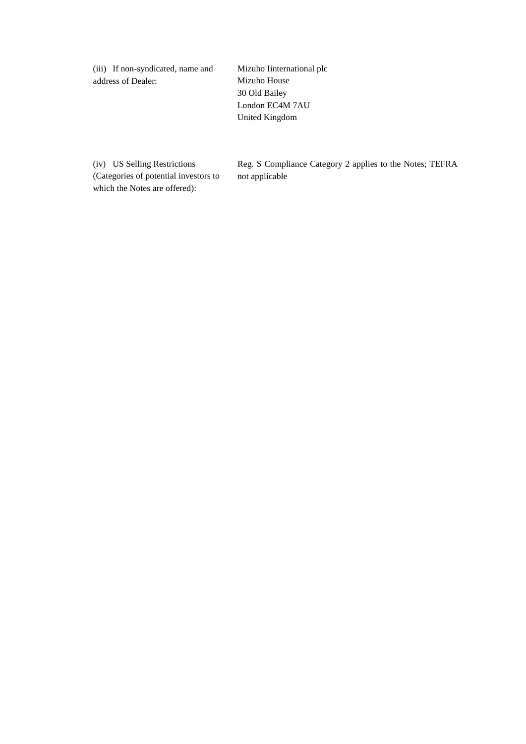| | |
|---|---|
| (iii) If non-syndicated, name and address of Dealer: | Mizuho Iinternational plc<br>Mizuho House<br>30 Old Bailey<br>London EC4M 7AU<br>United Kingdom |
| (iv) US Selling Restrictions (Categories of potential investors to which the Notes are offered): | Reg. S Compliance Category 2 applies to the Notes; TEFRA not applicable |